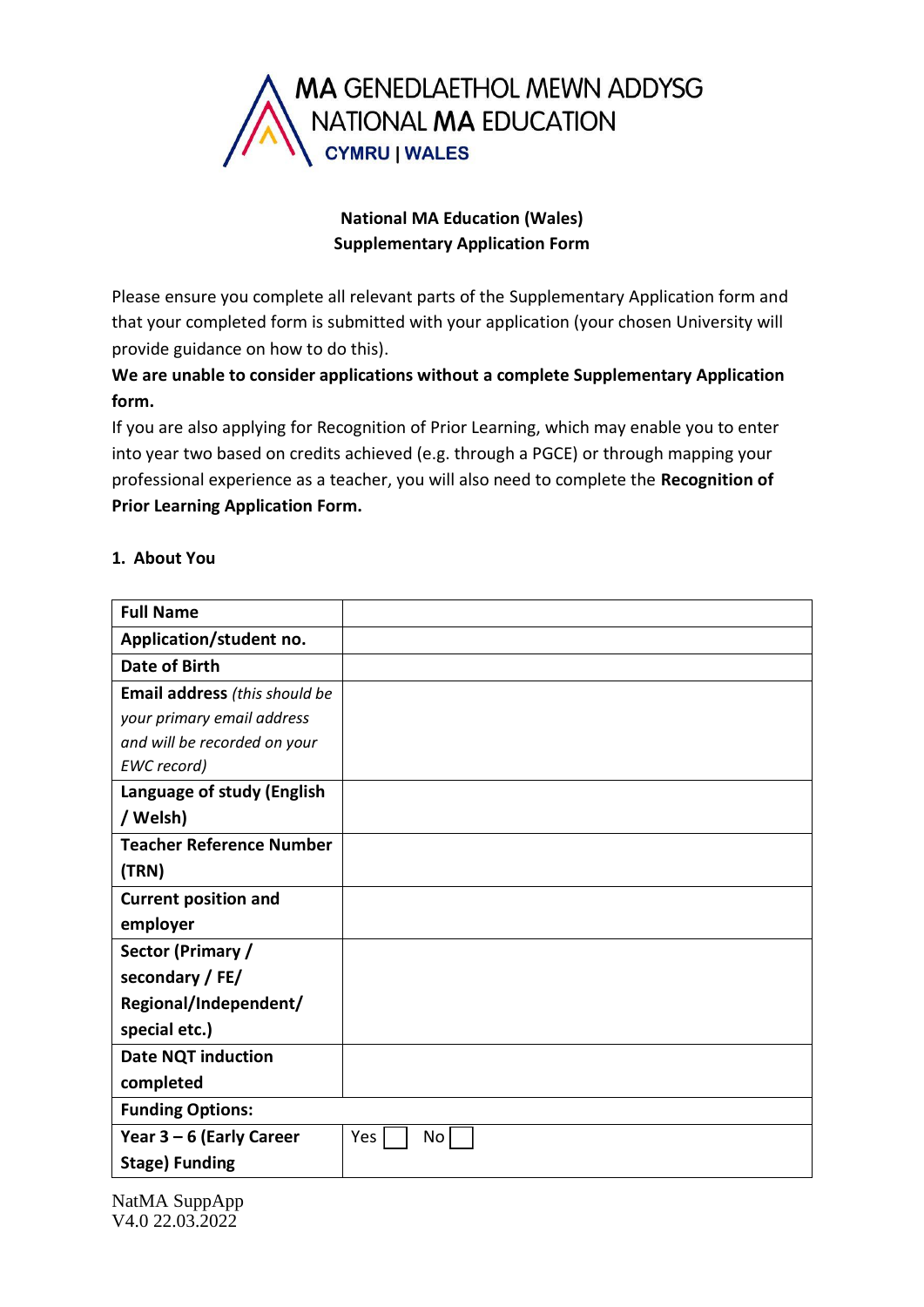MA GENEDLAETHOL MEWN ADDYSG
NATIONAL MA EDUCATION
CYMRU | WALES

**National MA Education (Wales)**
**Supplementary Application Form**

Please ensure you complete all relevant parts of the Supplementary Application form and that your completed form is submitted with your application (your chosen University will provide guidance on how to do this).

**We are unable to consider applications without a complete Supplementary Application form.**

If you are also applying for Recognition of Prior Learning, which may enable you to enter into year two based on credits achieved (e.g. through a PGCE) or through mapping your professional experience as a teacher, you will also need to complete the **Recognition of Prior Learning Application Form.**

## 1. About You

| | |
|---|---|
| **Full Name** | |
| **Application/student no.** | |
| **Date of Birth** | |
| **Email address** *(this should be your primary email address and will be recorded on your EWC record)* | |
| **Language of study (English / Welsh)** | |
| **Teacher Reference Number (TRN)** | |
| **Current position and employer** | |
| **Sector (Primary / secondary / FE/ Regional/Independent/ special etc.)** | |
| **Date NQT induction completed** | |
| **Funding Options:** | |
| **Year 3 – 6 (Early Career Stage) Funding** | Yes ☐ No ☐ |

NatMA SuppApp
V4.0 22.03.2022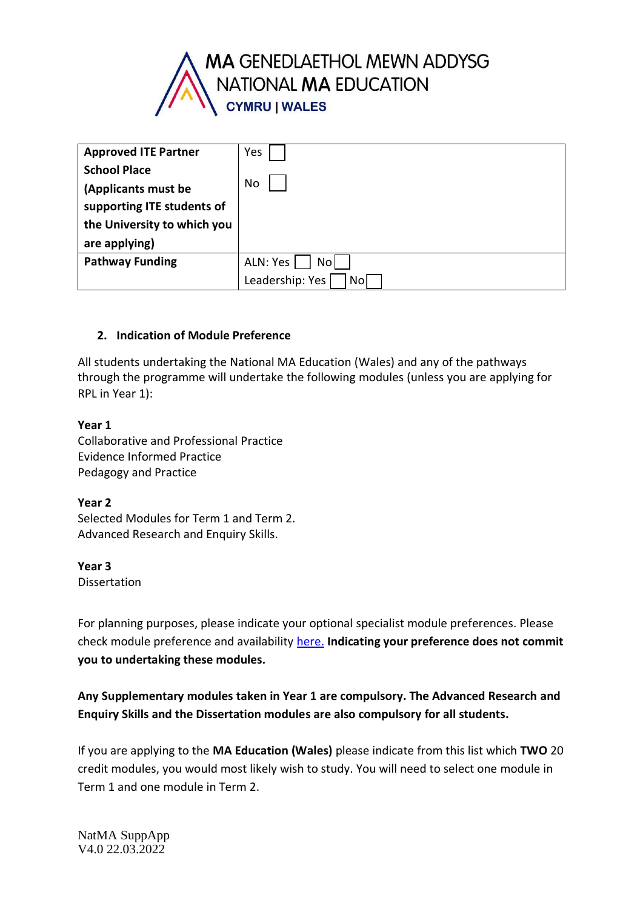MA GENEDLAETHOL MEWN ADDYSG
NATIONAL MA EDUCATION
CYMRU | WALES

| | |
|---|---|
| **Approved ITE Partner School Place (Applicants must be supporting ITE students of the University to which you are applying)** | Yes ☐<br><br>No ☐ |
| **Pathway Funding** | ALN: Yes ☐ No ☐<br>Leadership: Yes ☐ No ☐ |

## 2. Indication of Module Preference

All students undertaking the National MA Education (Wales) and any of the pathways through the programme will undertake the following modules (unless you are applying for RPL in Year 1):

**Year 1**
Collaborative and Professional Practice
Evidence Informed Practice
Pedagogy and Practice

**Year 2**
Selected Modules for Term 1 and Term 2.
Advanced Research and Enquiry Skills.

**Year 3**
Dissertation

For planning purposes, please indicate your optional specialist module preferences. Please check module preference and availability [here.]() **Indicating your preference does not commit you to undertaking these modules.**

**Any Supplementary modules taken in Year 1 are compulsory. The Advanced Research and Enquiry Skills and the Dissertation modules are also compulsory for all students.**

If you are applying to the **MA Education (Wales)** please indicate from this list which **TWO** 20 credit modules, you would most likely wish to study. You will need to select one module in Term 1 and one module in Term 2.

NatMA SuppApp
V4.0 22.03.2022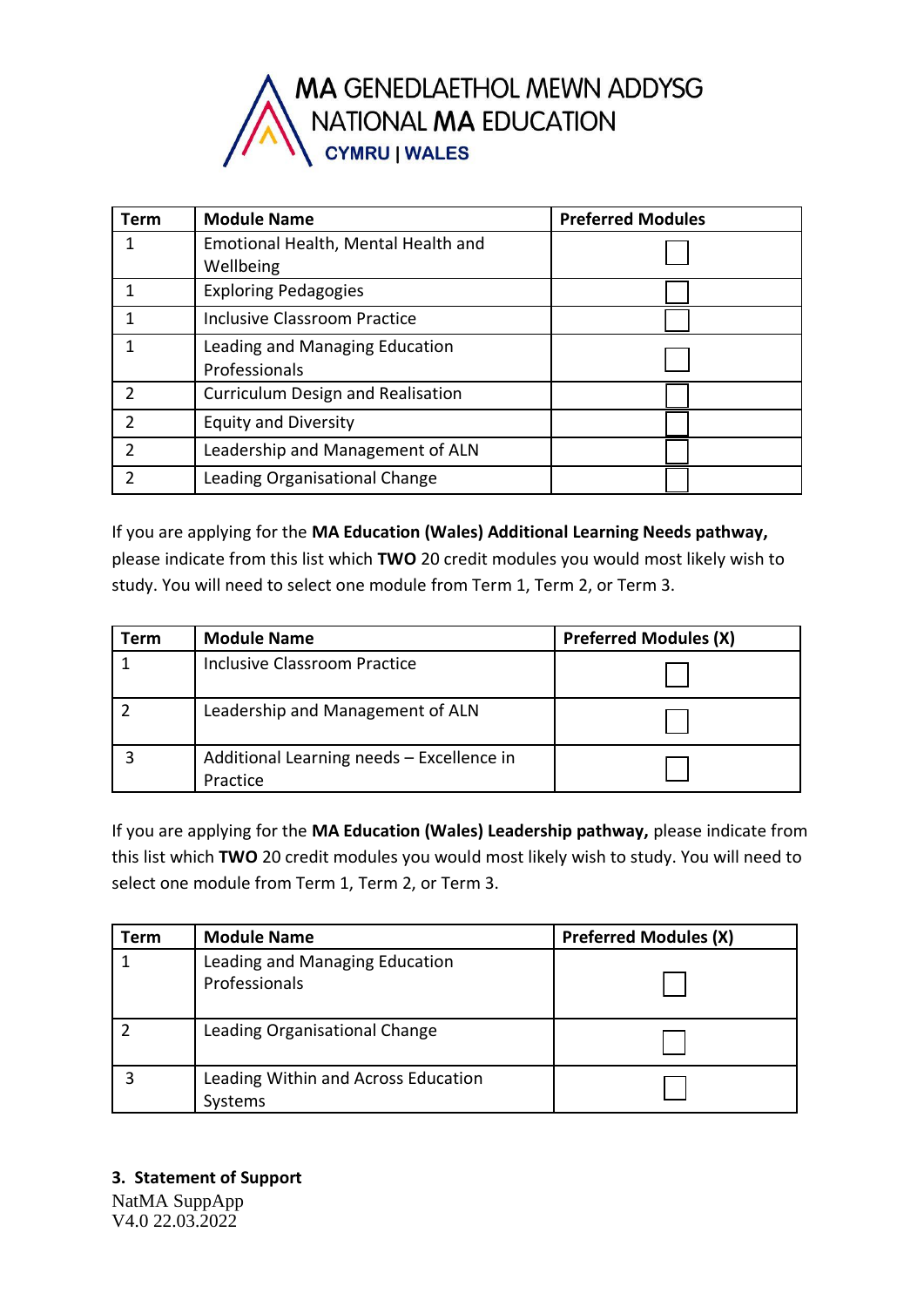MA GENEDLAETHOL MEWN ADDYSG
NATIONAL MA EDUCATION
CYMRU | WALES

| Term | Module Name | Preferred Modules |
|---|---|---|
| 1 | Emotional Health, Mental Health and Wellbeing | ☐ |
| 1 | Exploring Pedagogies | ☐ |
| 1 | Inclusive Classroom Practice | ☐ |
| 1 | Leading and Managing Education Professionals | ☐ |
| 2 | Curriculum Design and Realisation | ☐ |
| 2 | Equity and Diversity | ☐ |
| 2 | Leadership and Management of ALN | ☐ |
| 2 | Leading Organisational Change | ☐ |

If you are applying for the **MA Education (Wales) Additional Learning Needs pathway,** please indicate from this list which **TWO** 20 credit modules you would most likely wish to study. You will need to select one module from Term 1, Term 2, or Term 3.

| Term | Module Name | Preferred Modules (X) |
|---|---|---|
| 1 | Inclusive Classroom Practice | ☐ |
| 2 | Leadership and Management of ALN | ☐ |
| 3 | Additional Learning needs – Excellence in Practice | ☐ |

If you are applying for the **MA Education (Wales) Leadership pathway,** please indicate from this list which **TWO** 20 credit modules you would most likely wish to study. You will need to select one module from Term 1, Term 2, or Term 3.

| Term | Module Name | Preferred Modules (X) |
|---|---|---|
| 1 | Leading and Managing Education Professionals | ☐ |
| 2 | Leading Organisational Change | ☐ |
| 3 | Leading Within and Across Education Systems | ☐ |

### 3. Statement of Support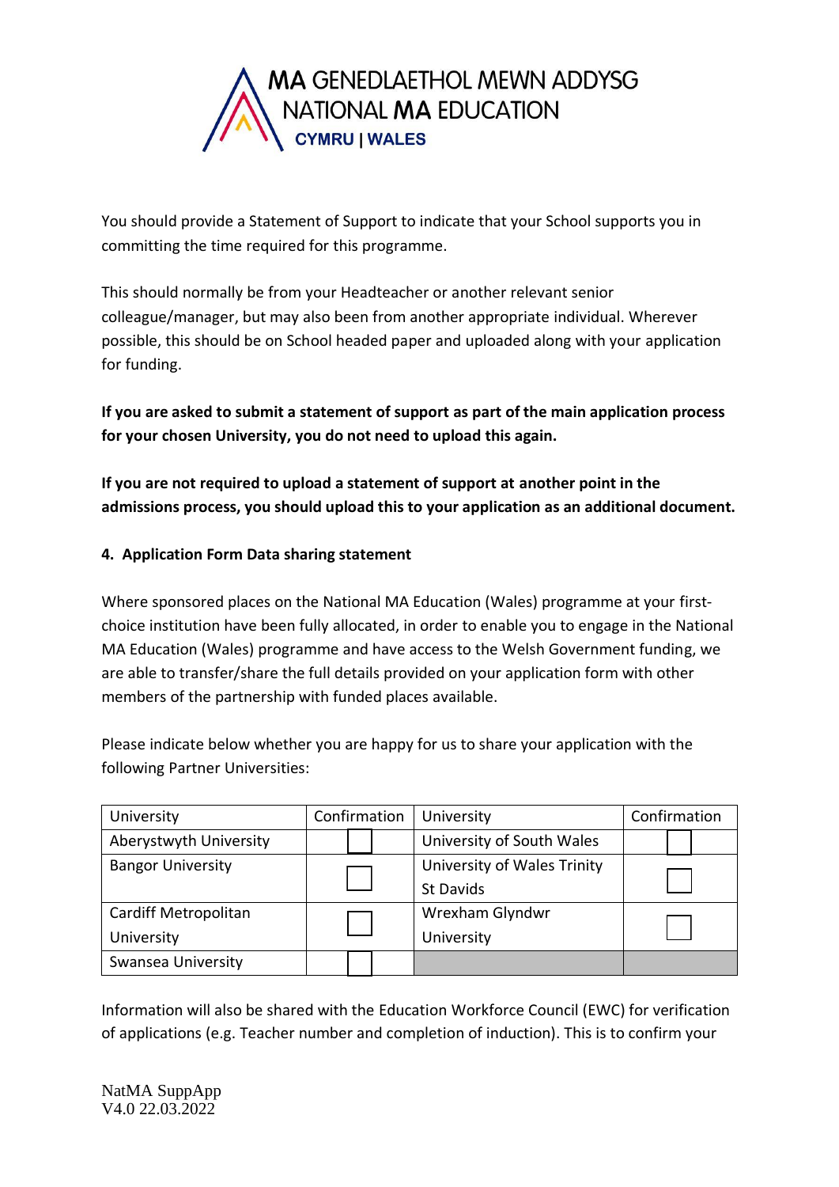MA GENEDLAETHOL MEWN ADDYSG
NATIONAL MA EDUCATION
CYMRU | WALES

You should provide a Statement of Support to indicate that your School supports you in committing the time required for this programme.

This should normally be from your Headteacher or another relevant senior colleague/manager, but may also been from another appropriate individual. Wherever possible, this should be on School headed paper and uploaded along with your application for funding.

**If you are asked to submit a statement of support as part of the main application process for your chosen University, you do not need to upload this again.**

**If you are not required to upload a statement of support at another point in the admissions process, you should upload this to your application as an additional document.**

**4. Application Form Data sharing statement**

Where sponsored places on the National MA Education (Wales) programme at your first-choice institution have been fully allocated, in order to enable you to engage in the National MA Education (Wales) programme and have access to the Welsh Government funding, we are able to transfer/share the full details provided on your application form with other members of the partnership with funded places available.

Please indicate below whether you are happy for us to share your application with the following Partner Universities:

| University | Confirmation | University | Confirmation |
|---|---|---|---|
| Aberystwyth University | ☐ | University of South Wales | ☐ |
| Bangor University | ☐ | University of Wales Trinity St Davids | ☐ |
| Cardiff Metropolitan University | ☐ | Wrexham Glyndwr University | ☐ |
| Swansea University | ☐ | | |

Information will also be shared with the Education Workforce Council (EWC) for verification of applications (e.g. Teacher number and completion of induction). This is to confirm your

NatMA SuppApp
V4.0 22.03.2022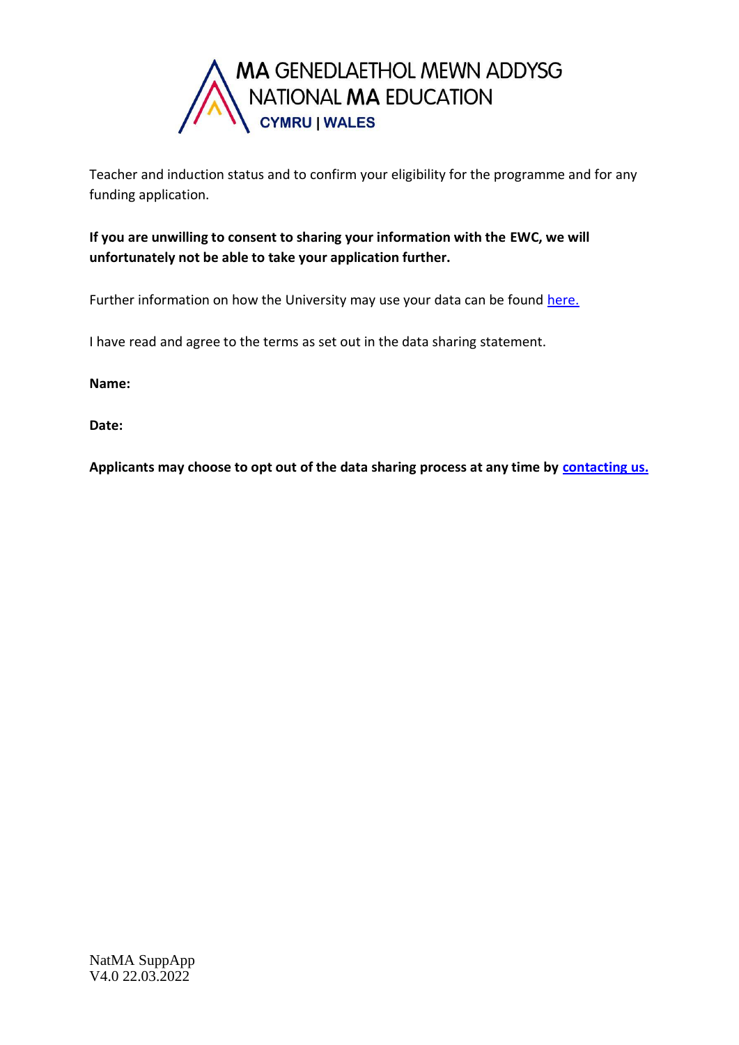Teacher and induction status and to confirm your eligibility for the programme and for any funding application.

**If you are unwilling to consent to sharing your information with the EWC, we will unfortunately not be able to take your application further.**

Further information on how the University may use your data can be found here.

I have read and agree to the terms as set out in the data sharing statement.

**Name:**

**Date:**

**Applicants may choose to opt out of the data sharing process at any time by contacting us.**

NatMA SuppApp
V4.0 22.03.2022